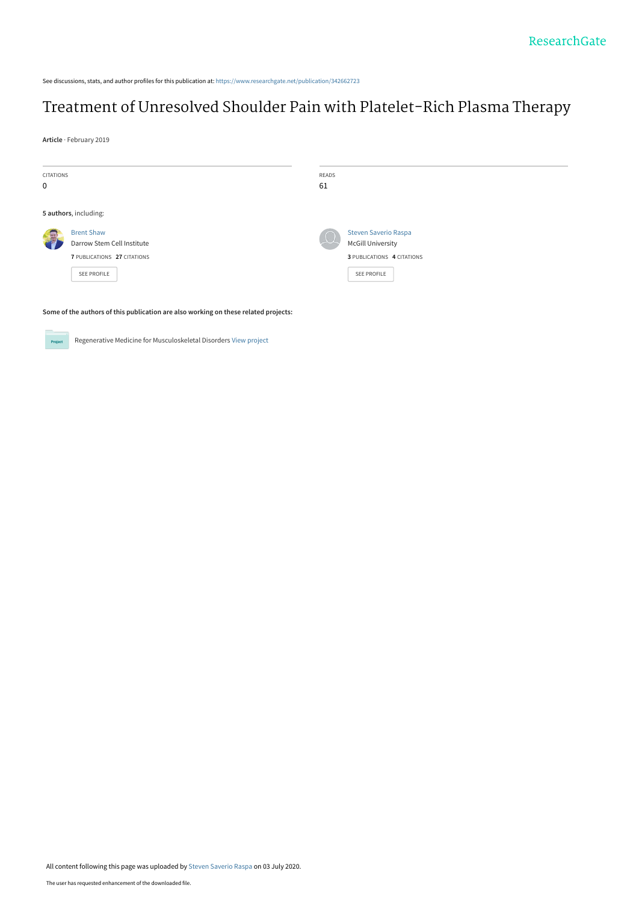See discussions, stats, and author profiles for this publication at: https://www.researchgate.net/publication/342662723

# Treatment of Unresolved Shoulder Pain with Platelet-Rich Plasma Therapy

**Article** · February 2019

| CITATIONS | READS |
| --- | --- |
| 0 | 61 |

**5 authors**, including:

Brent Shaw
Darrow Stem Cell Institute
7 PUBLICATIONS 27 CITATIONS
SEE PROFILE

Steven Saverio Raspa
McGill University
3 PUBLICATIONS 4 CITATIONS
SEE PROFILE

**Some of the authors of this publication are also working on these related projects:**

Regenerative Medicine for Musculoskeletal Disorders View project

All content following this page was uploaded by Steven Saverio Raspa on 03 July 2020.

The user has requested enhancement of the downloaded file.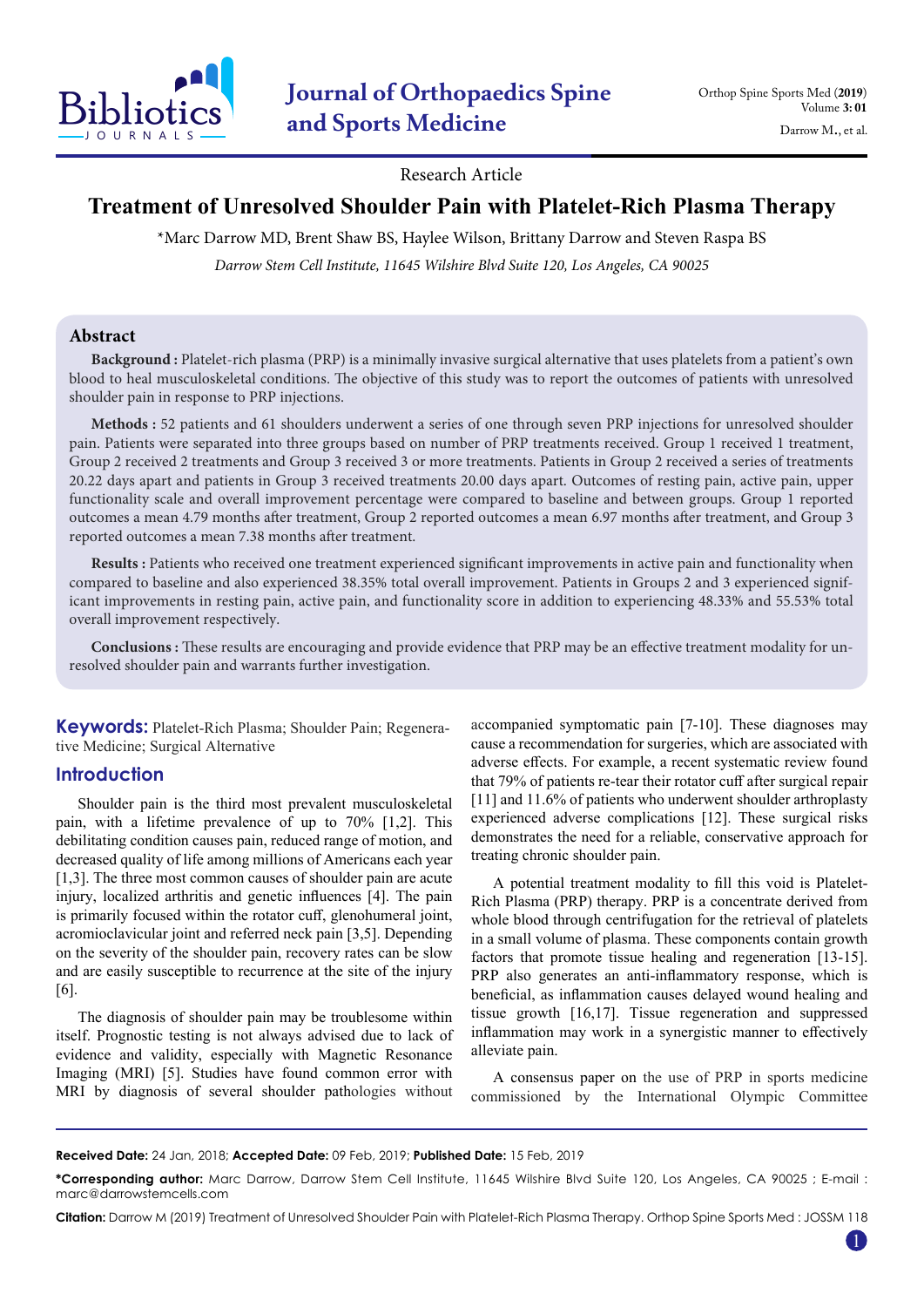Research Article

# Treatment of Unresolved Shoulder Pain with Platelet-Rich Plasma Therapy

*Marc Darrow MD, Brent Shaw BS, Haylee Wilson, Brittany Darrow and Steven Raspa BS

*Darrow Stem Cell Institute, 11645 Wilshire Blvd Suite 120, Los Angeles, CA 90025*

## Abstract

**Background :** Platelet-rich plasma (PRP) is a minimally invasive surgical alternative that uses platelets from a patient's own blood to heal musculoskeletal conditions. The objective of this study was to report the outcomes of patients with unresolved shoulder pain in response to PRP injections.

**Methods :** 52 patients and 61 shoulders underwent a series of one through seven PRP injections for unresolved shoulder pain. Patients were separated into three groups based on number of PRP treatments received. Group 1 received 1 treatment, Group 2 received 2 treatments and Group 3 received 3 or more treatments. Patients in Group 2 received a series of treatments 20.22 days apart and patients in Group 3 received treatments 20.00 days apart. Outcomes of resting pain, active pain, upper functionality scale and overall improvement percentage were compared to baseline and between groups. Group 1 reported outcomes a mean 4.79 months after treatment, Group 2 reported outcomes a mean 6.97 months after treatment, and Group 3 reported outcomes a mean 7.38 months after treatment.

**Results :** Patients who received one treatment experienced significant improvements in active pain and functionality when compared to baseline and also experienced 38.35% total overall improvement. Patients in Groups 2 and 3 experienced significant improvements in resting pain, active pain, and functionality score in addition to experiencing 48.33% and 55.53% total overall improvement respectively.

**Conclusions :** These results are encouraging and provide evidence that PRP may be an effective treatment modality for unresolved shoulder pain and warrants further investigation.

**Keywords:** Platelet-Rich Plasma; Shoulder Pain; Regenerative Medicine; Surgical Alternative

## Introduction

Shoulder pain is the third most prevalent musculoskeletal pain, with a lifetime prevalence of up to 70% [1,2]. This debilitating condition causes pain, reduced range of motion, and decreased quality of life among millions of Americans each year [1,3]. The three most common causes of shoulder pain are acute injury, localized arthritis and genetic influences [4]. The pain is primarily focused within the rotator cuff, glenohumeral joint, acromioclavicular joint and referred neck pain [3,5]. Depending on the severity of the shoulder pain, recovery rates can be slow and are easily susceptible to recurrence at the site of the injury [6].

The diagnosis of shoulder pain may be troublesome within itself. Prognostic testing is not always advised due to lack of evidence and validity, especially with Magnetic Resonance Imaging (MRI) [5]. Studies have found common error with MRI by diagnosis of several shoulder pathologies without accompanied symptomatic pain [7-10]. These diagnoses may cause a recommendation for surgeries, which are associated with adverse effects. For example, a recent systematic review found that 79% of patients re-tear their rotator cuff after surgical repair [11] and 11.6% of patients who underwent shoulder arthroplasty experienced adverse complications [12]. These surgical risks demonstrates the need for a reliable, conservative approach for treating chronic shoulder pain.

A potential treatment modality to fill this void is Platelet-Rich Plasma (PRP) therapy. PRP is a concentrate derived from whole blood through centrifugation for the retrieval of platelets in a small volume of plasma. These components contain growth factors that promote tissue healing and regeneration [13-15]. PRP also generates an anti-inflammatory response, which is beneficial, as inflammation causes delayed wound healing and tissue growth [16,17]. Tissue regeneration and suppressed inflammation may work in a synergistic manner to effectively alleviate pain.

A consensus paper on the use of PRP in sports medicine commissioned by the International Olympic Committee

**Received Date:** 24 Jan, 2018; **Accepted Date:** 09 Feb, 2019; **Published Date:** 15 Feb, 2019

***Corresponding author:** Marc Darrow, Darrow Stem Cell Institute, 11645 Wilshire Blvd Suite 120, Los Angeles, CA 90025 ; E-mail : marc@darrowstemcells.com

**Citation:** Darrow M (2019) Treatment of Unresolved Shoulder Pain with Platelet-Rich Plasma Therapy. Orthop Spine Sports Med : JOSSM 118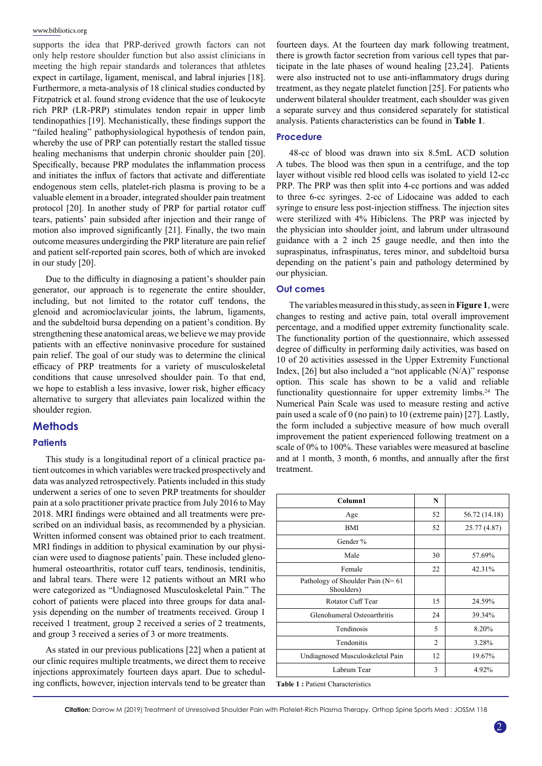supports the idea that PRP-derived growth factors can not only help restore shoulder function but also assist clinicians in meeting the high repair standards and tolerances that athletes expect in cartilage, ligament, meniscal, and labral injuries [18]. Furthermore, a meta-analysis of 18 clinical studies conducted by Fitzpatrick et al. found strong evidence that the use of leukocyte rich PRP (LR-PRP) stimulates tendon repair in upper limb tendinopathies [19]. Mechanistically, these findings support the "failed healing" pathophysiological hypothesis of tendon pain, whereby the use of PRP can potentially restart the stalled tissue healing mechanisms that underpin chronic shoulder pain [20]. Specifically, because PRP modulates the inflammation process and initiates the influx of factors that activate and differentiate endogenous stem cells, platelet-rich plasma is proving to be a valuable element in a broader, integrated shoulder pain treatment protocol [20]. In another study of PRP for partial rotator cuff tears, patients' pain subsided after injection and their range of motion also improved significantly [21]. Finally, the two main outcome measures undergirding the PRP literature are pain relief and patient self-reported pain scores, both of which are invoked in our study [20].

Due to the difficulty in diagnosing a patient's shoulder pain generator, our approach is to regenerate the entire shoulder, including, but not limited to the rotator cuff tendons, the glenoid and acromioclavicular joints, the labrum, ligaments, and the subdeltoid bursa depending on a patient's condition. By strengthening these anatomical areas, we believe we may provide patients with an effective noninvasive procedure for sustained pain relief. The goal of our study was to determine the clinical efficacy of PRP treatments for a variety of musculoskeletal conditions that cause unresolved shoulder pain. To that end, we hope to establish a less invasive, lower risk, higher efficacy alternative to surgery that alleviates pain localized within the shoulder region.

## Methods

### Patients

This study is a longitudinal report of a clinical practice patient outcomes in which variables were tracked prospectively and data was analyzed retrospectively. Patients included in this study underwent a series of one to seven PRP treatments for shoulder pain at a solo practitioner private practice from July 2016 to May 2018. MRI findings were obtained and all treatments were prescribed on an individual basis, as recommended by a physician. Written informed consent was obtained prior to each treatment. MRI findings in addition to physical examination by our physician were used to diagnose patients' pain. These included glenohumeral osteoarthritis, rotator cuff tears, tendinosis, tendinitis, and labral tears. There were 12 patients without an MRI who were categorized as "Undiagnosed Musculoskeletal Pain." The cohort of patients were placed into three groups for data analysis depending on the number of treatments received. Group 1 received 1 treatment, group 2 received a series of 2 treatments, and group 3 received a series of 3 or more treatments.

As stated in our previous publications [22] when a patient at our clinic requires multiple treatments, we direct them to receive injections approximately fourteen days apart. Due to scheduling conflicts, however, injection intervals tend to be greater than fourteen days. At the fourteen day mark following treatment, there is growth factor secretion from various cell types that participate in the late phases of wound healing [23,24]. Patients were also instructed not to use anti-inflammatory drugs during treatment, as they negate platelet function [25]. For patients who underwent bilateral shoulder treatment, each shoulder was given a separate survey and thus considered separately for statistical analysis. Patients characteristics can be found in **Table 1**.

### Procedure

48-cc of blood was drawn into six 8.5mL ACD solution A tubes. The blood was then spun in a centrifuge, and the top layer without visible red blood cells was isolated to yield 12-cc PRP. The PRP was then split into 4-cc portions and was added to three 6-cc syringes. 2-cc of Lidocaine was added to each syringe to ensure less post-injection stiffness. The injection sites were sterilized with 4% Hibiclens. The PRP was injected by the physician into shoulder joint, and labrum under ultrasound guidance with a 2 inch 25 gauge needle, and then into the supraspinatus, infraspinatus, teres minor, and subdeltoid bursa depending on the patient's pain and pathology determined by our physician.

### Out comes

The variables measured in this study, as seen in **Figure 1**, were changes to resting and active pain, total overall improvement percentage, and a modified upper extremity functionality scale. The functionality portion of the questionnaire, which assessed degree of difficulty in performing daily activities, was based on 10 of 20 activities assessed in the Upper Extremity Functional Index, [26] but also included a "not applicable (N/A)" response option. This scale has shown to be a valid and reliable functionality questionnaire for upper extremity limbs.[24] The Numerical Pain Scale was used to measure resting and active pain used a scale of 0 (no pain) to 10 (extreme pain) [27]. Lastly, the form included a subjective measure of how much overall improvement the patient experienced following treatment on a scale of 0% to 100%. These variables were measured at baseline and at 1 month, 3 month, 6 months, and annually after the first treatment.

| Column1 | N | |
|---|---|---|
| Age | 52 | 56.72 (14.18) |
| BMI | 52 | 25.77 (4.87) |
| Gender % | | |
| Male | 30 | 57.69% |
| Female | 22 | 42.31% |
| Pathology of Shoulder Pain (N= 61 Shoulders) | | |
| Rotator Cuff Tear | 15 | 24.59% |
| Glenohumeral Osteoarthritis | 24 | 39.34% |
| Tendinosis | 5 | 8.20% |
| Tendonitis | 2 | 3.28% |
| Undiagnosed Musculoskeletal Pain | 12 | 19.67% |
| Labrum Tear | 3 | 4.92% |

**Table 1 :** Patient Characteristics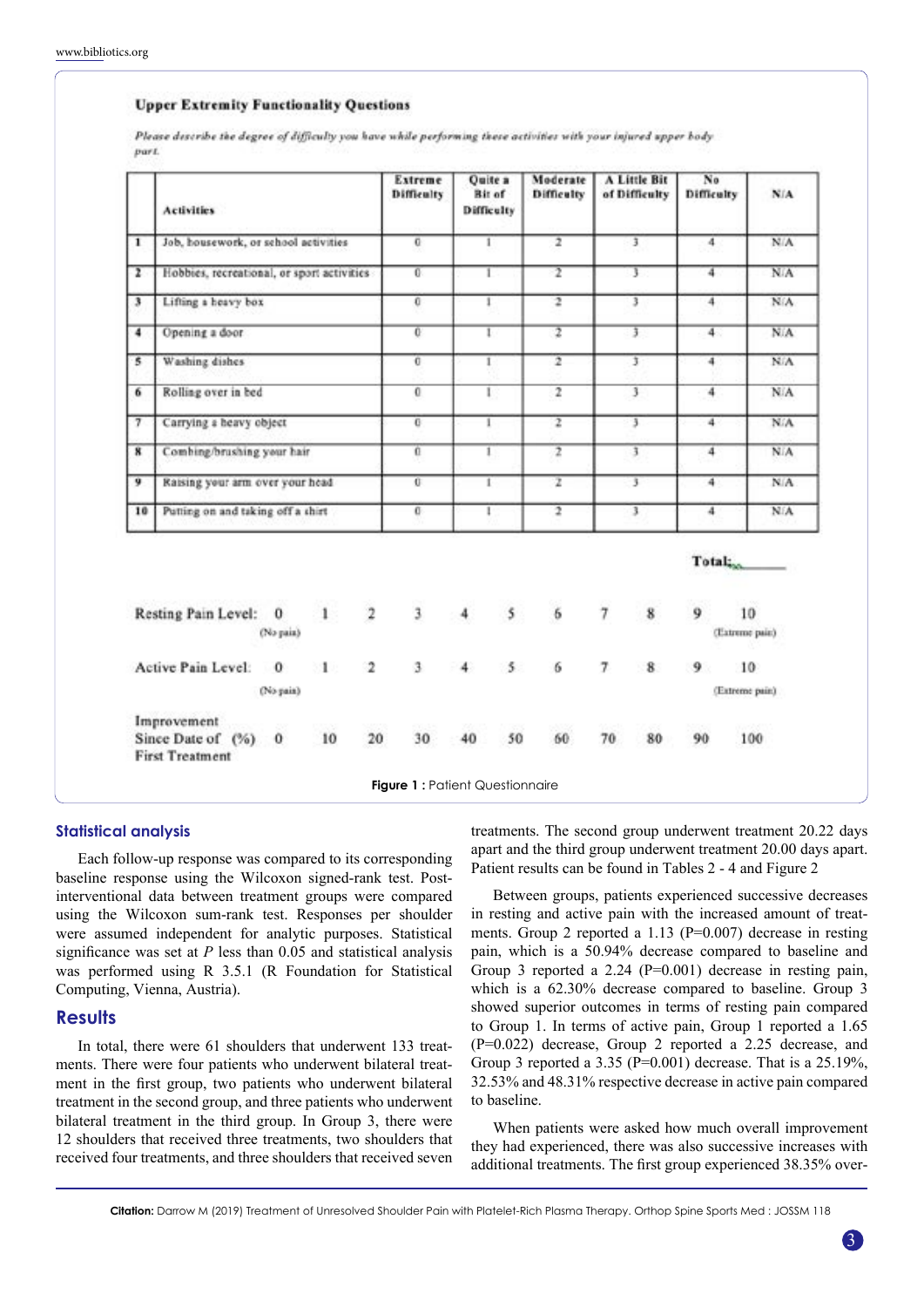**Upper Extremity Functionality Questions**

*Please describe the degree of difficulty you have while performing these activities with your injured upper body part.*

| | Activities | Extreme Difficulty | Quite a Bit of Difficulty | Moderate Difficulty | A Little Bit of Difficulty | No Difficulty | N/A |
|---|---|---|---|---|---|---|---|
| 1 | Job, housework, or school activities | 0 | 1 | 2 | 3 | 4 | N/A |
| 2 | Hobbies, recreational, or sport activities | 0 | 1 | 2 | 3 | 4 | N/A |
| 3 | Lifting a heavy box | 0 | 1 | 2 | 3 | 4 | N/A |
| 4 | Opening a door | 0 | 1 | 2 | 3 | 4 | N/A |
| 5 | Washing dishes | 0 | 1 | 2 | 3 | 4 | N/A |
| 6 | Rolling over in bed | 0 | 1 | 2 | 3 | 4 | N/A |
| 7 | Carrying a heavy object | 0 | 1 | 2 | 3 | 4 | N/A |
| 8 | Combing/brushing your hair | 0 | 1 | 2 | 3 | 4 | N/A |
| 9 | Raising your arm over your head | 0 | 1 | 2 | 3 | 4 | N/A |
| 10 | Putting on and taking off a shirt | 0 | 1 | 2 | 3 | 4 | N/A |

**Total:**\_\_\_\_\_\_

Resting Pain Level: 0 (No pain) 1 2 3 4 5 6 7 8 9 10 (Extreme pain)

Active Pain Level: 0 (No pain) 1 2 3 4 5 6 7 8 9 10 (Extreme pain)

Improvement Since Date of First Treatment (%) 0 10 20 30 40 50 60 70 80 90 100

**Figure 1 :** Patient Questionnaire

### Statistical analysis

Each follow-up response was compared to its corresponding baseline response using the Wilcoxon signed-rank test. Post-interventional data between treatment groups were compared using the Wilcoxon sum-rank test. Responses per shoulder were assumed independent for analytic purposes. Statistical significance was set at *P* less than 0.05 and statistical analysis was performed using R 3.5.1 (R Foundation for Statistical Computing, Vienna, Austria).

## Results

In total, there were 61 shoulders that underwent 133 treatments. There were four patients who underwent bilateral treatment in the first group, two patients who underwent bilateral treatment in the second group, and three patients who underwent bilateral treatment in the third group. In Group 3, there were 12 shoulders that received three treatments, two shoulders that received four treatments, and three shoulders that received seven treatments. The second group underwent treatment 20.22 days apart and the third group underwent treatment 20.00 days apart. Patient results can be found in Tables 2 - 4 and Figure 2

Between groups, patients experienced successive decreases in resting and active pain with the increased amount of treatments. Group 2 reported a 1.13 (P=0.007) decrease in resting pain, which is a 50.94% decrease compared to baseline and Group 3 reported a 2.24 (P=0.001) decrease in resting pain, which is a 62.30% decrease compared to baseline. Group 3 showed superior outcomes in terms of resting pain compared to Group 1. In terms of active pain, Group 1 reported a 1.65 (P=0.022) decrease, Group 2 reported a 2.25 decrease, and Group 3 reported a 3.35 (P=0.001) decrease. That is a 25.19%, 32.53% and 48.31% respective decrease in active pain compared to baseline.

When patients were asked how much overall improvement they had experienced, there was also successive increases with additional treatments. The first group experienced 38.35% over-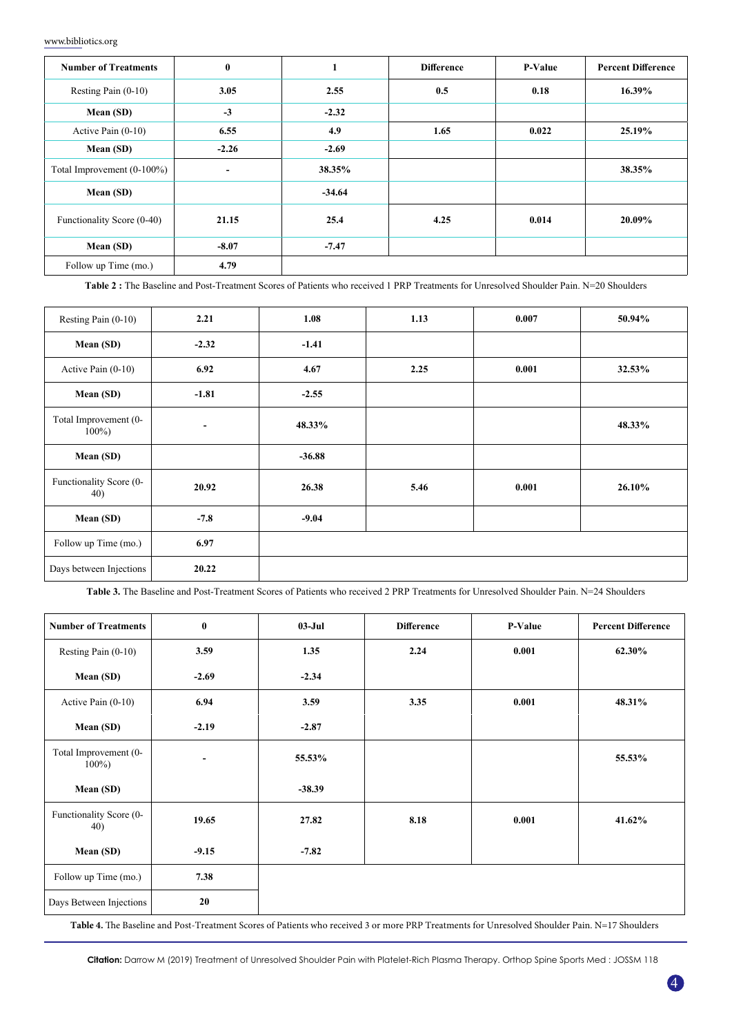| Number of Treatments | 0 | 1 | Difference | P-Value | Percent Difference |
|---|---|---|---|---|---|
| Resting Pain (0-10) | 3.05 | 2.55 | 0.5 | 0.18 | 16.39% |
| Mean (SD) | -3 | -2.32 | | | |
| Active Pain (0-10) | 6.55 | 4.9 | 1.65 | 0.022 | 25.19% |
| Mean (SD) | -2.26 | -2.69 | | | |
| Total Improvement (0-100%) | - | 38.35% | | | 38.35% |
| Mean (SD) | | -34.64 | | | |
| Functionality Score (0-40) | 21.15 | 25.4 | 4.25 | 0.014 | 20.09% |
| Mean (SD) | -8.07 | -7.47 | | | |
| Follow up Time (mo.) | 4.79 | | | | |

**Table 2 :** The Baseline and Post-Treatment Scores of Patients who received 1 PRP Treatments for Unresolved Shoulder Pain. N=20 Shoulders

| Resting Pain (0-10) | 2.21 | 1.08 | 1.13 | 0.007 | 50.94% |
|---|---|---|---|---|---|
| Mean (SD) | -2.32 | -1.41 | | | |
| Active Pain (0-10) | 6.92 | 4.67 | 2.25 | 0.001 | 32.53% |
| Mean (SD) | -1.81 | -2.55 | | | |
| Total Improvement (0-100%) | - | 48.33% | | | 48.33% |
| Mean (SD) | | -36.88 | | | |
| Functionality Score (0-40) | 20.92 | 26.38 | 5.46 | 0.001 | 26.10% |
| Mean (SD) | -7.8 | -9.04 | | | |
| Follow up Time (mo.) | 6.97 | | | | |
| Days between Injections | 20.22 | | | | |

**Table 3.** The Baseline and Post-Treatment Scores of Patients who received 2 PRP Treatments for Unresolved Shoulder Pain. N=24 Shoulders

| Number of Treatments | 0 | 03-Jul | Difference | P-Value | Percent Difference |
|---|---|---|---|---|---|
| Resting Pain (0-10) | 3.59 | 1.35 | 2.24 | 0.001 | 62.30% |
| Mean (SD) | -2.69 | -2.34 | | | |
| Active Pain (0-10) | 6.94 | 3.59 | 3.35 | 0.001 | 48.31% |
| Mean (SD) | -2.19 | -2.87 | | | |
| Total Improvement (0-100%) | - | 55.53% | | | 55.53% |
| Mean (SD) | | -38.39 | | | |
| Functionality Score (0-40) | 19.65 | 27.82 | 8.18 | 0.001 | 41.62% |
| Mean (SD) | -9.15 | -7.82 | | | |
| Follow up Time (mo.) | 7.38 | | | | |
| Days Between Injections | 20 | | | | |

**Table 4.** The Baseline and Post-Treatment Scores of Patients who received 3 or more PRP Treatments for Unresolved Shoulder Pain. N=17 Shoulders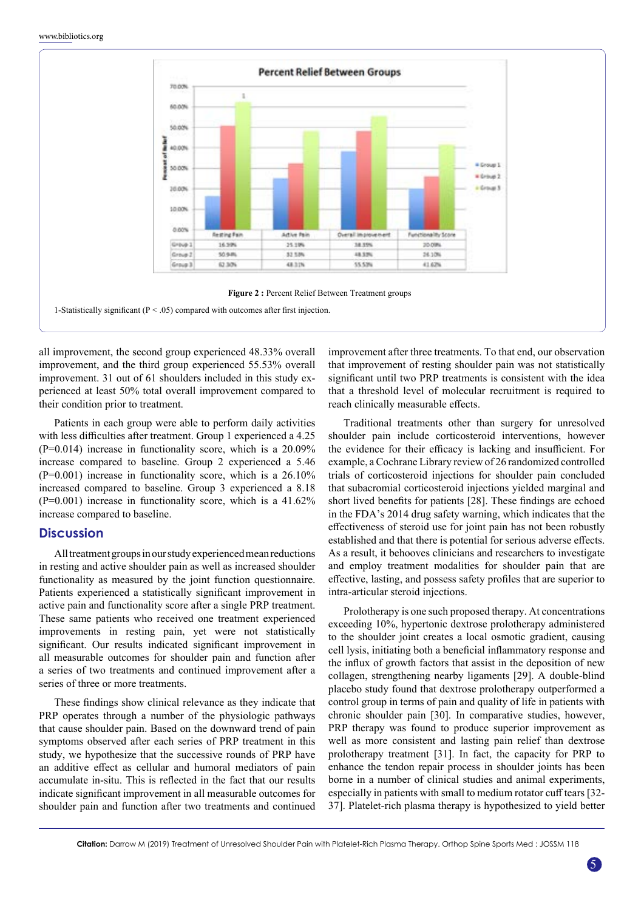**Percent Relief Between Groups**

| | Resting Pain | Active Pain | Overall improvement | Functionality Score |
|---|---|---|---|---|
| Group 1 | 16.39% | 25.19% | 38.35% | 20.09% |
| Group 2 | 50.94% | 32.53% | 48.33% | 26.10% |
| Group 3 | 62.30% | 48.31% | 55.53% | 41.62% |

**Figure 2 :** Percent Relief Between Treatment groups

1-Statistically significant ($P < .05$) compared with outcomes after first injection.

all improvement, the second group experienced 48.33% overall improvement, and the third group experienced 55.53% overall improvement. 31 out of 61 shoulders included in this study experienced at least 50% total overall improvement compared to their condition prior to treatment.

Patients in each group were able to perform daily activities with less difficulties after treatment. Group 1 experienced a 4.25 ($P=0.014$) increase in functionality score, which is a 20.09% increase compared to baseline. Group 2 experienced a 5.46 ($P=0.001$) increase in functionality score, which is a 26.10% increased compared to baseline. Group 3 experienced a 8.18 ($P=0.001$) increase in functionality score, which is a 41.62% increase compared to baseline.

## Discussion

All treatment groups in our study experienced mean reductions in resting and active shoulder pain as well as increased shoulder functionality as measured by the joint function questionnaire. Patients experienced a statistically significant improvement in active pain and functionality score after a single PRP treatment. These same patients who received one treatment experienced improvements in resting pain, yet were not statistically significant. Our results indicated significant improvement in all measurable outcomes for shoulder pain and function after a series of two treatments and continued improvement after a series of three or more treatments.

These findings show clinical relevance as they indicate that PRP operates through a number of the physiologic pathways that cause shoulder pain. Based on the downward trend of pain symptoms observed after each series of PRP treatment in this study, we hypothesize that the successive rounds of PRP have an additive effect as cellular and humoral mediators of pain accumulate in-situ. This is reflected in the fact that our results indicate significant improvement in all measurable outcomes for shoulder pain and function after two treatments and continued improvement after three treatments. To that end, our observation that improvement of resting shoulder pain was not statistically significant until two PRP treatments is consistent with the idea that a threshold level of molecular recruitment is required to reach clinically measurable effects.

Traditional treatments other than surgery for unresolved shoulder pain include corticosteroid interventions, however the evidence for their efficacy is lacking and insufficient. For example, a Cochrane Library review of 26 randomized controlled trials of corticosteroid injections for shoulder pain concluded that subacromial corticosteroid injections yielded marginal and short lived benefits for patients [28]. These findings are echoed in the FDA's 2014 drug safety warning, which indicates that the effectiveness of steroid use for joint pain has not been robustly established and that there is potential for serious adverse effects. As a result, it behooves clinicians and researchers to investigate and employ treatment modalities for shoulder pain that are effective, lasting, and possess safety profiles that are superior to intra-articular steroid injections.

Prolotherapy is one such proposed therapy. At concentrations exceeding 10%, hypertonic dextrose prolotherapy administered to the shoulder joint creates a local osmotic gradient, causing cell lysis, initiating both a beneficial inflammatory response and the influx of growth factors that assist in the deposition of new collagen, strengthening nearby ligaments [29]. A double-blind placebo study found that dextrose prolotherapy outperformed a control group in terms of pain and quality of life in patients with chronic shoulder pain [30]. In comparative studies, however, PRP therapy was found to produce superior improvement as well as more consistent and lasting pain relief than dextrose prolotherapy treatment [31]. In fact, the capacity for PRP to enhance the tendon repair process in shoulder joints has been borne in a number of clinical studies and animal experiments, especially in patients with small to medium rotator cuff tears [32-37]. Platelet-rich plasma therapy is hypothesized to yield better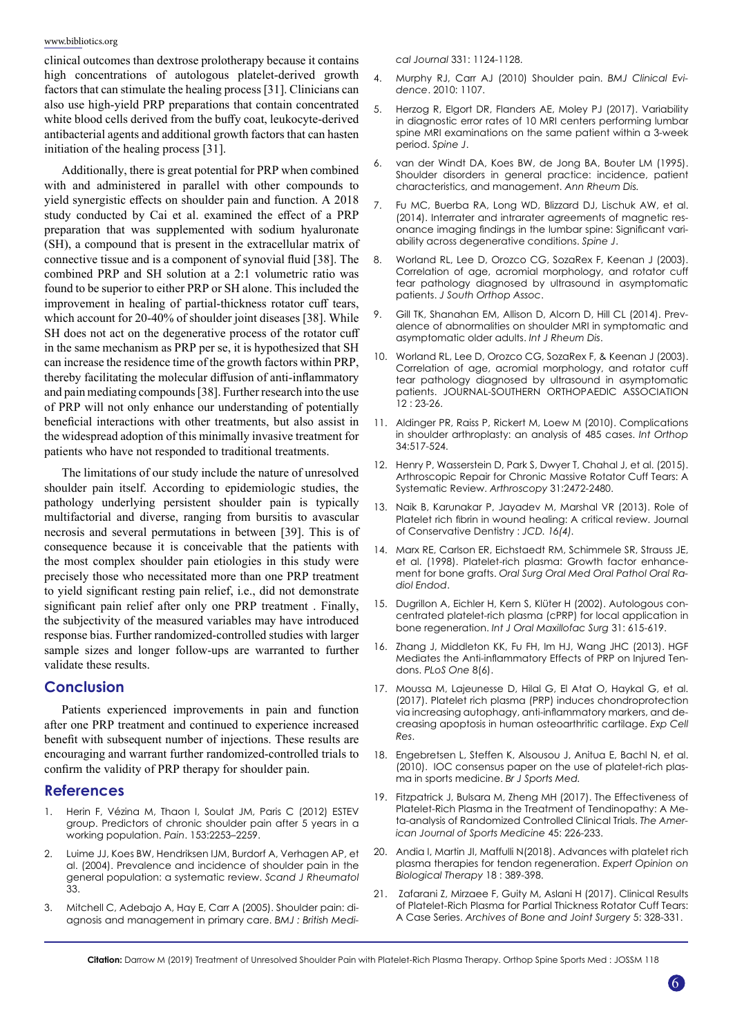clinical outcomes than dextrose prolotherapy because it contains high concentrations of autologous platelet-derived growth factors that can stimulate the healing process [31]. Clinicians can also use high-yield PRP preparations that contain concentrated white blood cells derived from the buffy coat, leukocyte-derived antibacterial agents and additional growth factors that can hasten initiation of the healing process [31].

Additionally, there is great potential for PRP when combined with and administered in parallel with other compounds to yield synergistic effects on shoulder pain and function. A 2018 study conducted by Cai et al. examined the effect of a PRP preparation that was supplemented with sodium hyaluronate (SH), a compound that is present in the extracellular matrix of connective tissue and is a component of synovial fluid [38]. The combined PRP and SH solution at a 2:1 volumetric ratio was found to be superior to either PRP or SH alone. This included the improvement in healing of partial-thickness rotator cuff tears, which account for 20-40% of shoulder joint diseases [38]. While SH does not act on the degenerative process of the rotator cuff in the same mechanism as PRP per se, it is hypothesized that SH can increase the residence time of the growth factors within PRP, thereby facilitating the molecular diffusion of anti-inflammatory and pain mediating compounds [38]. Further research into the use of PRP will not only enhance our understanding of potentially beneficial interactions with other treatments, but also assist in the widespread adoption of this minimally invasive treatment for patients who have not responded to traditional treatments.

The limitations of our study include the nature of unresolved shoulder pain itself. According to epidemiologic studies, the pathology underlying persistent shoulder pain is typically multifactorial and diverse, ranging from bursitis to avascular necrosis and several permutations in between [39]. This is of consequence because it is conceivable that the patients with the most complex shoulder pain etiologies in this study were precisely those who necessitated more than one PRP treatment to yield significant resting pain relief, i.e., did not demonstrate significant pain relief after only one PRP treatment . Finally, the subjectivity of the measured variables may have introduced response bias. Further randomized-controlled studies with larger sample sizes and longer follow-ups are warranted to further validate these results.

## Conclusion

Patients experienced improvements in pain and function after one PRP treatment and continued to experience increased benefit with subsequent number of injections. These results are encouraging and warrant further randomized-controlled trials to confirm the validity of PRP therapy for shoulder pain.

## References

1. Herin F, Vézina M, Thaon I, Soulat JM, Paris C (2012) ESTEV group. Predictors of chronic shoulder pain after 5 years in a working population. *Pain*. 153:2253–2259.
2. Luime JJ, Koes BW, Hendriksen IJM, Burdorf A, Verhagen AP, et al. (2004). Prevalence and incidence of shoulder pain in the general population: a systematic review. *Scand J Rheumatol* 33.
3. Mitchell C, Adebajo A, Hay E, Carr A (2005). Shoulder pain: diagnosis and management in primary care. *BMJ : British Medical Journal* 331: 1124-1128.
4. Murphy RJ, Carr AJ (2010) Shoulder pain. *BMJ Clinical Evidence*. 2010: 1107.
5. Herzog R, Elgort DR, Flanders AE, Moley PJ (2017). Variability in diagnostic error rates of 10 MRI centers performing lumbar spine MRI examinations on the same patient within a 3-week period. *Spine J*.
6. van der Windt DA, Koes BW, de Jong BA, Bouter LM (1995). Shoulder disorders in general practice: incidence, patient characteristics, and management. *Ann Rheum Dis.*
7. Fu MC, Buerba RA, Long WD, Blizzard DJ, Lischuk AW, et al. (2014). Interrater and intrarater agreements of magnetic resonance imaging findings in the lumbar spine: Significant variability across degenerative conditions. *Spine J*.
8. Worland RL, Lee D, Orozco CG, SozaRex F, Keenan J (2003). Correlation of age, acromial morphology, and rotator cuff tear pathology diagnosed by ultrasound in asymptomatic patients. *J South Orthop Assoc*.
9. Gill TK, Shanahan EM, Allison D, Alcorn D, Hill CL (2014). Prevalence of abnormalities on shoulder MRI in symptomatic and asymptomatic older adults. *Int J Rheum Dis*.
10. Worland RL, Lee D, Orozco CG, SozaRex F, & Keenan J (2003). Correlation of age, acromial morphology, and rotator cuff tear pathology diagnosed by ultrasound in asymptomatic patients. JOURNAL-SOUTHERN ORTHOPAEDIC ASSOCIATION 12 : 23-26.
11. Aldinger PR, Raiss P, Rickert M, Loew M (2010). Complications in shoulder arthroplasty: an analysis of 485 cases. *Int Orthop* 34:517-524.
12. Henry P, Wasserstein D, Park S, Dwyer T, Chahal J, et al. (2015). Arthroscopic Repair for Chronic Massive Rotator Cuff Tears: A Systematic Review. *Arthroscopy* 31:2472-2480.
13. Naik B, Karunakar P, Jayadev M, Marshal VR (2013). Role of Platelet rich fibrin in wound healing: A critical review. Journal of Conservative Dentistry : *JCD. 16(4).*
14. Marx RE, Carlson ER, Eichstaedt RM, Schimmele SR, Strauss JE, et al. (1998). Platelet-rich plasma: Growth factor enhancement for bone grafts. *Oral Surg Oral Med Oral Pathol Oral Radiol Endod*.
15. Dugrillon A, Eichler H, Kern S, Klüter H (2002). Autologous concentrated platelet-rich plasma (cPRP) for local application in bone regeneration. *Int J Oral Maxillofac Surg* 31: 615-619.
16. Zhang J, Middleton KK, Fu FH, Im HJ, Wang JHC (2013). HGF Mediates the Anti-inflammatory Effects of PRP on Injured Tendons. *PLoS One* 8(6).
17. Moussa M, Lajeunesse D, Hilal G, El Atat O, Haykal G, et al. (2017). Platelet rich plasma (PRP) induces chondroprotection via increasing autophagy, anti-inflammatory markers, and decreasing apoptosis in human osteoarthritic cartilage. *Exp Cell Res*.
18. Engebretsen L, Steffen K, Alsousou J, Anitua E, Bachl N, et al. (2010). IOC consensus paper on the use of platelet-rich plasma in sports medicine. *Br J Sports Med.*
19. Fitzpatrick J, Bulsara M, Zheng MH (2017). The Effectiveness of Platelet-Rich Plasma in the Treatment of Tendinopathy: A Meta-analysis of Randomized Controlled Clinical Trials. *The American Journal of Sports Medicine* 45: 226-233.
20. Andia I, Martin JI, Maffulli N(2018). Advances with platelet rich plasma therapies for tendon regeneration. *Expert Opinion on Biological Therapy* 18 : 389-398.
21. Zafarani Z, Mirzaee F, Guity M, Aslani H (2017). Clinical Results of Platelet-Rich Plasma for Partial Thickness Rotator Cuff Tears: A Case Series. *Archives of Bone and Joint Surgery* 5: 328-331.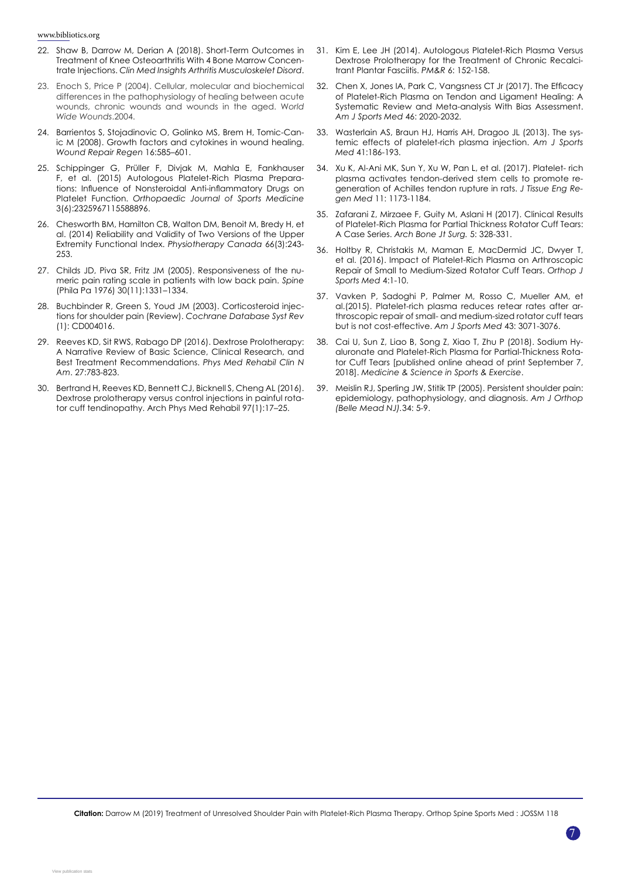22. Shaw B, Darrow M, Derian A (2018). Short-Term Outcomes in Treatment of Knee Osteoarthritis With 4 Bone Marrow Concentrate Injections. *Clin Med Insights Arthritis Musculoskelet Disord*.
23. Enoch S, Price P (2004). Cellular, molecular and biochemical differences in the pathophysiology of healing between acute wounds, chronic wounds and wounds in the aged. *World Wide Wounds*.2004.
24. Barrientos S, Stojadinovic O, Golinko MS, Brem H, Tomic-Canic M (2008). Growth factors and cytokines in wound healing. *Wound Repair Regen* 16:585–601.
25. Schippinger G, Prüller F, Divjak M, Mahla E, Fankhauser F, et al. (2015) Autologous Platelet-Rich Plasma Preparations: Influence of Nonsteroidal Anti-inflammatory Drugs on Platelet Function. *Orthopaedic Journal of Sports Medicine* 3(6):2325967115588896.
26. Chesworth BM, Hamilton CB, Walton DM, Benoit M, Bredy H, et al. (2014) Reliability and Validity of Two Versions of the Upper Extremity Functional Index. *Physiotherapy Canada* 66(3):243-253.
27. Childs JD, Piva SR, Fritz JM (2005). Responsiveness of the numeric pain rating scale in patients with low back pain. *Spine* (Phila Pa 1976) 30(11):1331–1334.
28. Buchbinder R, Green S, Youd JM (2003). Corticosteroid injections for shoulder pain (Review). *Cochrane Database Syst Rev* (1): CD004016.
29. Reeves KD, Sit RWS, Rabago DP (2016). Dextrose Prolotherapy: A Narrative Review of Basic Science, Clinical Research, and Best Treatment Recommendations. *Phys Med Rehabil Clin N Am*. 27:783-823.
30. Bertrand H, Reeves KD, Bennett CJ, Bicknell S, Cheng AL (2016). Dextrose prolotherapy versus control injections in painful rotator cuff tendinopathy. Arch Phys Med Rehabil 97(1):17–25.
31. Kim E, Lee JH (2014). Autologous Platelet-Rich Plasma Versus Dextrose Prolotherapy for the Treatment of Chronic Recalcitrant Plantar Fasciitis. *PM&R* 6: 152-158.
32. Chen X, Jones IA, Park C, Vangsness CT Jr (2017). The Efficacy of Platelet-Rich Plasma on Tendon and Ligament Healing: A Systematic Review and Meta-analysis With Bias Assessment. *Am J Sports Med* 46: 2020-2032.
33. Wasterlain AS, Braun HJ, Harris AH, Dragoo JL (2013). The systemic effects of platelet-rich plasma injection. *Am J Sports Med* 41:186-193.
34. Xu K, Al-Ani MK, Sun Y, Xu W, Pan L, et al. (2017). Platelet- rich plasma activates tendon-derived stem cells to promote regeneration of Achilles tendon rupture in rats. *J Tissue Eng Regen Med* 11: 1173-1184.
35. Zafarani Z, Mirzaee F, Guity M, Aslani H (2017). Clinical Results of Platelet-Rich Plasma for Partial Thickness Rotator Cuff Tears: A Case Series. *Arch Bone Jt Surg.* 5: 328-331.
36. Holtby R, Christakis M, Maman E, MacDermid JC, Dwyer T, et al. (2016). Impact of Platelet-Rich Plasma on Arthroscopic Repair of Small to Medium-Sized Rotator Cuff Tears. *Orthop J Sports Med* 4:1-10.
37. Vavken P, Sadoghi P, Palmer M, Rosso C, Mueller AM, et al.(2015). Platelet-rich plasma reduces retear rates after arthroscopic repair of small- and medium-sized rotator cuff tears but is not cost-effective. *Am J Sports Med* 43: 3071-3076.
38. Cai U, Sun Z, Liao B, Song Z, Xiao T, Zhu P (2018). Sodium Hyaluronate and Platelet-Rich Plasma for Partial-Thickness Rotator Cuff Tears [published online ahead of print September 7, 2018]. *Medicine & Science in Sports & Exercise*.
39. Meislin RJ, Sperling JW, Stitik TP (2005). Persistent shoulder pain: epidemiology, pathophysiology, and diagnosis. *Am J Orthop (Belle Mead NJ)*.34: 5-9.

**Citation:** Darrow M (2019) Treatment of Unresolved Shoulder Pain with Platelet-Rich Plasma Therapy. Orthop Spine Sports Med : JOSSM 118